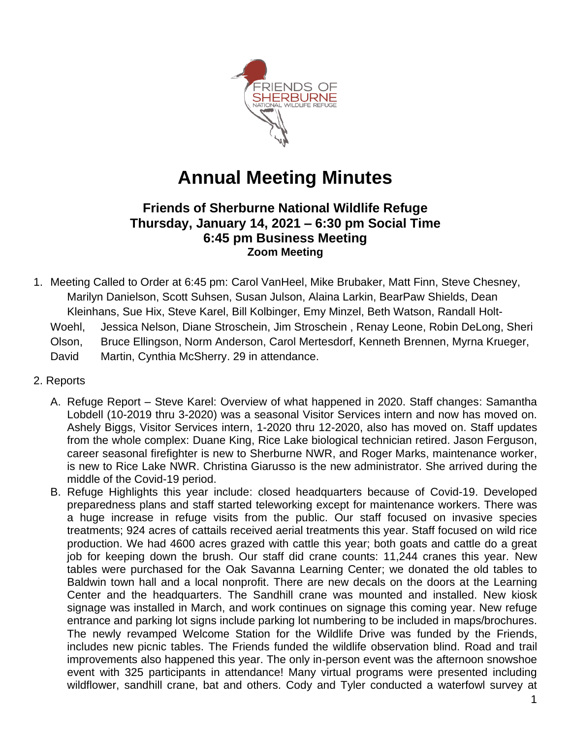# Annual Meeting Minutes

### Friends of Sherburne National Wildlife Refuge
### Thursday, January 14, 2021 – 6:30 pm Social Time
### 6:45 pm Business Meeting
**Zoom Meeting**

1. Meeting Called to Order at 6:45 pm: Carol VanHeel, Mike Brubaker, Matt Finn, Steve Chesney, Marilyn Danielson, Scott Suhsen, Susan Julson, Alaina Larkin, BearPaw Shields, Dean Kleinhans, Sue Hix, Steve Karel, Bill Kolbinger, Emy Minzel, Beth Watson, Randall Holt-Woehl, Jessica Nelson, Diane Stroschein, Jim Stroschein , Renay Leone, Robin DeLong, Sheri Olson, Bruce Ellingson, Norm Anderson, Carol Mertesdorf, Kenneth Brennen, Myrna Krueger, David Martin, Cynthia McSherry. 29 in attendance.

2. Reports

   A. Refuge Report – Steve Karel: Overview of what happened in 2020. Staff changes: Samantha Lobdell (10-2019 thru 3-2020) was a seasonal Visitor Services intern and now has moved on. Ashely Biggs, Visitor Services intern, 1-2020 thru 12-2020, also has moved on. Staff updates from the whole complex: Duane King, Rice Lake biological technician retired. Jason Ferguson, career seasonal firefighter is new to Sherburne NWR, and Roger Marks, maintenance worker, is new to Rice Lake NWR. Christina Giarusso is the new administrator. She arrived during the middle of the Covid-19 period.

   B. Refuge Highlights this year include: closed headquarters because of Covid-19. Developed preparedness plans and staff started teleworking except for maintenance workers. There was a huge increase in refuge visits from the public. Our staff focused on invasive species treatments; 924 acres of cattails received aerial treatments this year. Staff focused on wild rice production. We had 4600 acres grazed with cattle this year; both goats and cattle do a great job for keeping down the brush. Our staff did crane counts: 11,244 cranes this year. New tables were purchased for the Oak Savanna Learning Center; we donated the old tables to Baldwin town hall and a local nonprofit. There are new decals on the doors at the Learning Center and the headquarters. The Sandhill crane was mounted and installed. New kiosk signage was installed in March, and work continues on signage this coming year. New refuge entrance and parking lot signs include parking lot numbering to be included in maps/brochures. The newly revamped Welcome Station for the Wildlife Drive was funded by the Friends, includes new picnic tables. The Friends funded the wildlife observation blind. Road and trail improvements also happened this year. The only in-person event was the afternoon snowshoe event with 325 participants in attendance! Many virtual programs were presented including wildflower, sandhill crane, bat and others. Cody and Tyler conducted a waterfowl survey at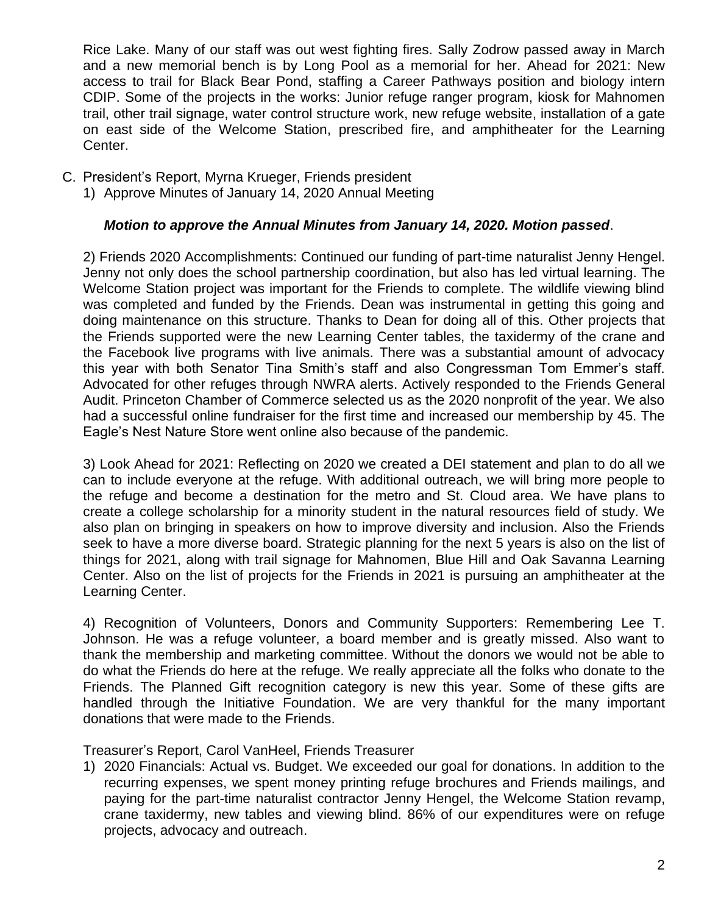Rice Lake. Many of our staff was out west fighting fires. Sally Zodrow passed away in March and a new memorial bench is by Long Pool as a memorial for her. Ahead for 2021: New access to trail for Black Bear Pond, staffing a Career Pathways position and biology intern CDIP. Some of the projects in the works: Junior refuge ranger program, kiosk for Mahnomen trail, other trail signage, water control structure work, new refuge website, installation of a gate on east side of the Welcome Station, prescribed fire, and amphitheater for the Learning Center.

C. President's Report, Myrna Krueger, Friends president
   1) Approve Minutes of January 14, 2020 Annual Meeting

   ***Motion to approve the Annual Minutes from January 14, 2020. Motion passed***.

   2) Friends 2020 Accomplishments: Continued our funding of part-time naturalist Jenny Hengel. Jenny not only does the school partnership coordination, but also has led virtual learning. The Welcome Station project was important for the Friends to complete. The wildlife viewing blind was completed and funded by the Friends. Dean was instrumental in getting this going and doing maintenance on this structure. Thanks to Dean for doing all of this. Other projects that the Friends supported were the new Learning Center tables, the taxidermy of the crane and the Facebook live programs with live animals. There was a substantial amount of advocacy this year with both Senator Tina Smith's staff and also Congressman Tom Emmer's staff. Advocated for other refuges through NWRA alerts. Actively responded to the Friends General Audit. Princeton Chamber of Commerce selected us as the 2020 nonprofit of the year. We also had a successful online fundraiser for the first time and increased our membership by 45. The Eagle's Nest Nature Store went online also because of the pandemic.

   3) Look Ahead for 2021: Reflecting on 2020 we created a DEI statement and plan to do all we can to include everyone at the refuge. With additional outreach, we will bring more people to the refuge and become a destination for the metro and St. Cloud area. We have plans to create a college scholarship for a minority student in the natural resources field of study. We also plan on bringing in speakers on how to improve diversity and inclusion. Also the Friends seek to have a more diverse board. Strategic planning for the next 5 years is also on the list of things for 2021, along with trail signage for Mahnomen, Blue Hill and Oak Savanna Learning Center. Also on the list of projects for the Friends in 2021 is pursuing an amphitheater at the Learning Center.

   4) Recognition of Volunteers, Donors and Community Supporters: Remembering Lee T. Johnson. He was a refuge volunteer, a board member and is greatly missed. Also want to thank the membership and marketing committee. Without the donors we would not be able to do what the Friends do here at the refuge. We really appreciate all the folks who donate to the Friends. The Planned Gift recognition category is new this year. Some of these gifts are handled through the Initiative Foundation. We are very thankful for the many important donations that were made to the Friends.

   Treasurer's Report, Carol VanHeel, Friends Treasurer
   1) 2020 Financials: Actual vs. Budget. We exceeded our goal for donations. In addition to the recurring expenses, we spent money printing refuge brochures and Friends mailings, and paying for the part-time naturalist contractor Jenny Hengel, the Welcome Station revamp, crane taxidermy, new tables and viewing blind. 86% of our expenditures were on refuge projects, advocacy and outreach.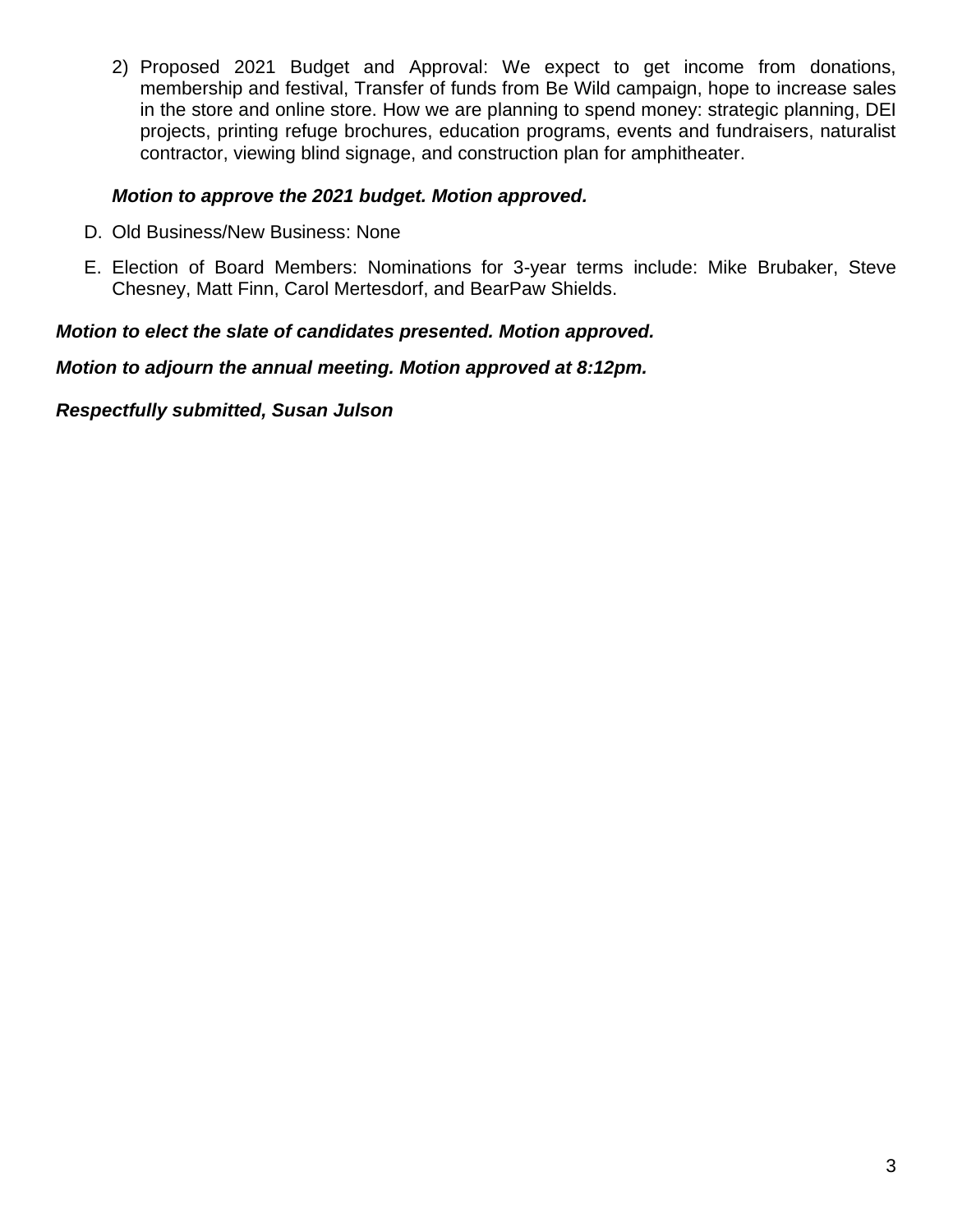2) Proposed 2021 Budget and Approval: We expect to get income from donations, membership and festival, Transfer of funds from Be Wild campaign, hope to increase sales in the store and online store. How we are planning to spend money: strategic planning, DEI projects, printing refuge brochures, education programs, events and fundraisers, naturalist contractor, viewing blind signage, and construction plan for amphitheater.

***Motion to approve the 2021 budget. Motion approved.***

D. Old Business/New Business: None

E. Election of Board Members: Nominations for 3-year terms include: Mike Brubaker, Steve Chesney, Matt Finn, Carol Mertesdorf, and BearPaw Shields.

***Motion to elect the slate of candidates presented. Motion approved.***

***Motion to adjourn the annual meeting. Motion approved at 8:12pm.***

***Respectfully submitted, Susan Julson***